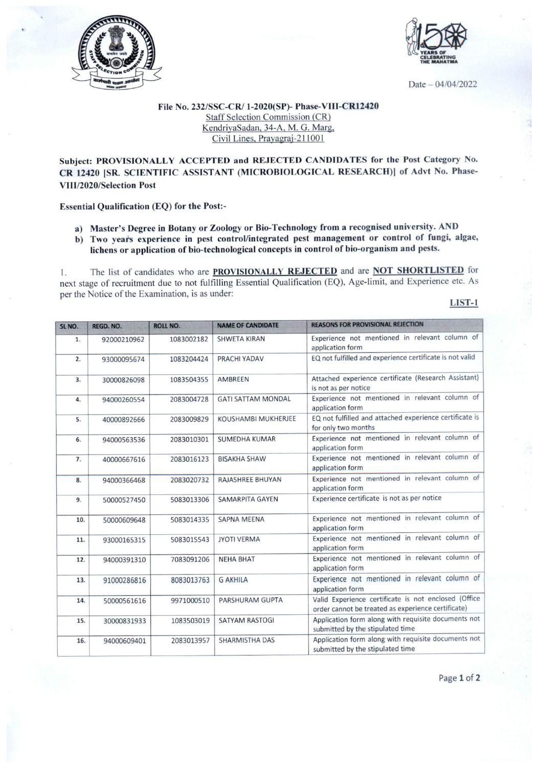Date – 04/04/2022

**File No. 232/SSC-CR/ 1-2020(SP)- Phase-VIII-CR12420**
Staff Selection Commission (CR)
KendriyaSadan, 34-A, M. G. Marg,
Civil Lines, Prayagraj-211001

**Subject: PROVISIONALLY ACCEPTED and REJECTED CANDIDATES for the Post Category No. CR 12420 [SR. SCIENTIFIC ASSISTANT (MICROBIOLOGICAL RESEARCH)] of Advt No. Phase-VIII/2020/Selection Post**

**Essential Qualification (EQ) for the Post:-**

- **a) Master's Degree in Botany or Zoology or Bio-Technology from a recognised university. AND**
- **b) Two years experience in pest control/integrated pest management or control of fungi, algae, lichens or application of bio-technological concepts in control of bio-organism and pests.**

1. The list of candidates who are **PROVISIONALLY REJECTED** and are **NOT SHORTLISTED** for next stage of recruitment due to not fulfilling Essential Qualification (EQ), Age-limit, and Experience etc. As per the Notice of the Examination, is as under:

**LIST-1**

| SL NO. | REGD. NO. | ROLL NO. | NAME OF CANDIDATE | REASONS FOR PROVISIONAL REJECTION |
|---|---|---|---|---|
| 1. | 92000210962 | 1083002182 | SHWETA KIRAN | Experience not mentioned in relevant column of application form |
| 2. | 93000095674 | 1083204424 | PRACHI YADAV | EQ not fulfilled and experience certificate is not valid |
| 3. | 30000826098 | 1083504355 | AMBREEN | Attached experience certificate (Research Assistant) is not as per notice |
| 4. | 94000260554 | 2083004728 | GATI SATTAM MONDAL | Experience not mentioned in relevant column of application form |
| 5. | 40000892666 | 2083009829 | KOUSHAMBI MUKHERJEE | EQ not fulfilled and attached experience certificate is for only two months |
| 6. | 94000563536 | 2083010301 | SUMEDHA KUMAR | Experience not mentioned in relevant column of application form |
| 7. | 40000667616 | 2083016123 | BISAKHA SHAW | Experience not mentioned in relevant column of application form |
| 8. | 94000366468 | 2083020732 | RAJASHREE BHUYAN | Experience not mentioned in relevant column of application form |
| 9. | 50000527450 | 5083013306 | SAMARPITA GAYEN | Experience certificate is not as per notice |
| 10. | 50000609648 | 5083014335 | SAPNA MEENA | Experience not mentioned in relevant column of application form |
| 11. | 93000165315 | 5083015543 | JYOTI VERMA | Experience not mentioned in relevant column of application form |
| 12. | 94000391310 | 7083091206 | NEHA BHAT | Experience not mentioned in relevant column of application form |
| 13. | 91000286816 | 8083013763 | G AKHILA | Experience not mentioned in relevant column of application form |
| 14. | 50000561616 | 9971000510 | PARSHURAM GUPTA | Valid Experience certificate is not enclosed (Office order cannot be treated as experience certificate) |
| 15. | 30000831933 | 1083503019 | SATYAM RASTOGI | Application form along with requisite documents not submitted by the stipulated time |
| 16. | 94000609401 | 2083013957 | SHARMISTHA DAS | Application form along with requisite documents not submitted by the stipulated time |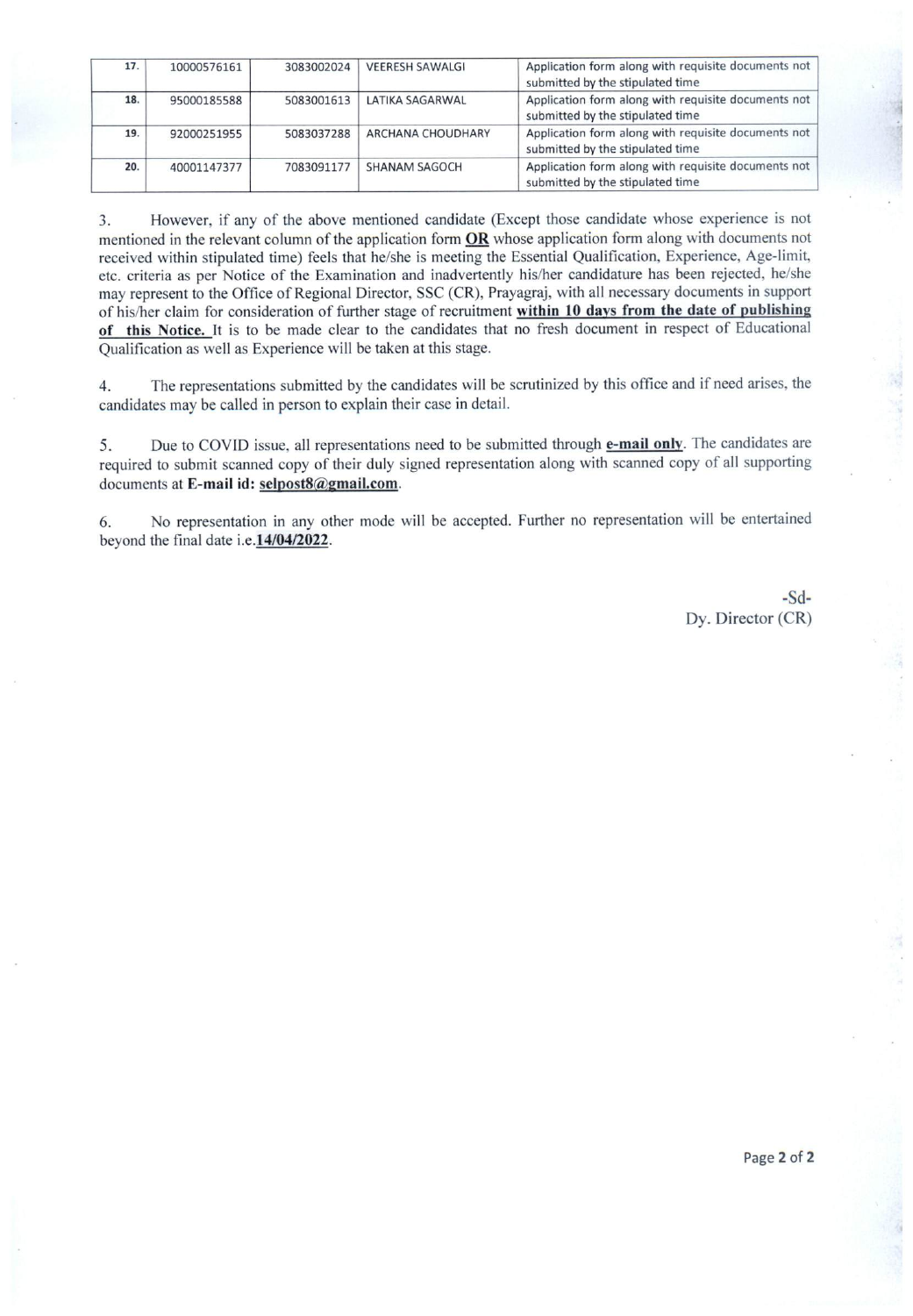| | | | | |
|---|---|---|---|---|
| 17. | 10000576161 | 3083002024 | VEERESH SAWALGI | Application form along with requisite documents not submitted by the stipulated time |
| 18. | 95000185588 | 5083001613 | LATIKA SAGARWAL | Application form along with requisite documents not submitted by the stipulated time |
| 19. | 92000251955 | 5083037288 | ARCHANA CHOUDHARY | Application form along with requisite documents not submitted by the stipulated time |
| 20. | 40001147377 | 7083091177 | SHANAM SAGOCH | Application form along with requisite documents not submitted by the stipulated time |

3. However, if any of the above mentioned candidate (Except those candidate whose experience is not mentioned in the relevant column of the application form **OR** whose application form along with documents not received within stipulated time) feels that he/she is meeting the Essential Qualification, Experience, Age-limit, etc. criteria as per Notice of the Examination and inadvertently his/her candidature has been rejected, he/she may represent to the Office of Regional Director, SSC (CR), Prayagraj, with all necessary documents in support of his/her claim for consideration of further stage of recruitment **within 10 days from the date of publishing of this Notice.** It is to be made clear to the candidates that no fresh document in respect of Educational Qualification as well as Experience will be taken at this stage.

4. The representations submitted by the candidates will be scrutinized by this office and if need arises, the candidates may be called in person to explain their case in detail.

5. Due to COVID issue, all representations need to be submitted through **e-mail only**. The candidates are required to submit scanned copy of their duly signed representation along with scanned copy of all supporting documents at **E-mail id: selpost8@gmail.com**.

6. No representation in any other mode will be accepted. Further no representation will be entertained beyond the final date i.e.**14/04/2022**.

-Sd-
Dy. Director (CR)